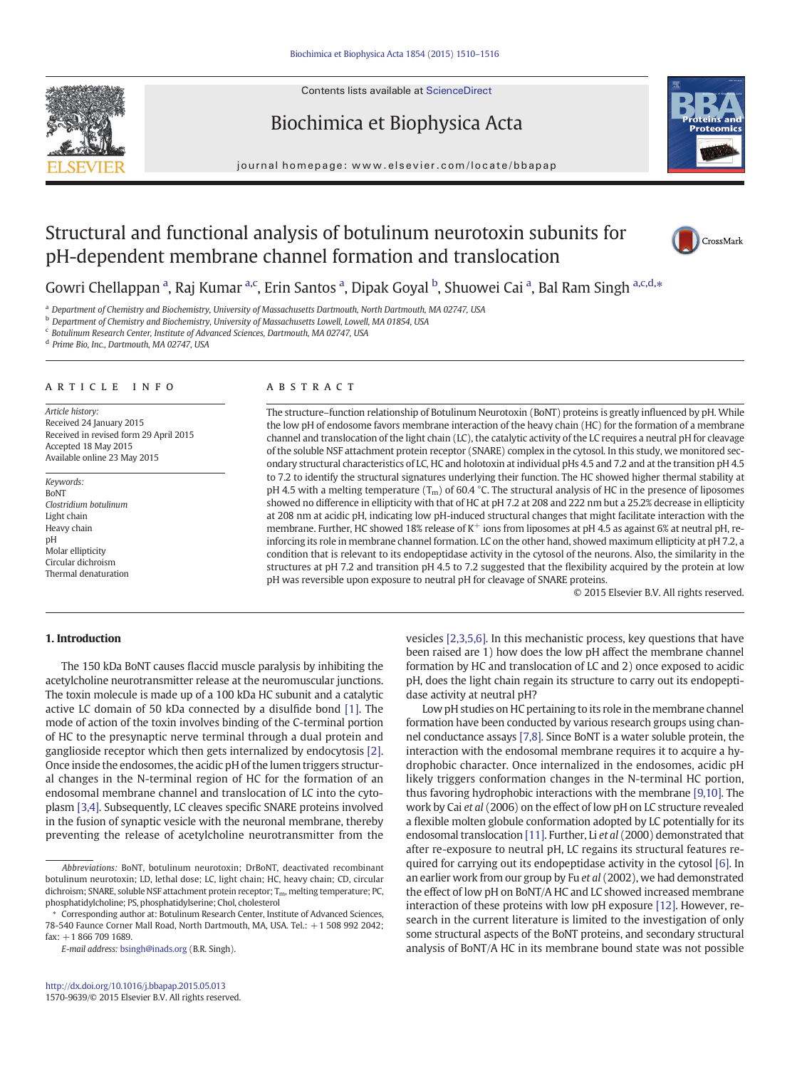Contents lists available at ScienceDirect

Biochimica et Biophysica Acta

journal homepage: www.elsevier.com/locate/bbapap

# Structural and functional analysis of botulinum neurotoxin subunits for pH-dependent membrane channel formation and translocation

Gowri Chellappan [a], Raj Kumar [a,c], Erin Santos [a], Dipak Goyal [b], Shuowei Cai [a], Bal Ram Singh [a,c,d,*]

[a] Department of Chemistry and Biochemistry, University of Massachusetts Dartmouth, North Dartmouth, MA 02747, USA
[b] Department of Chemistry and Biochemistry, University of Massachusetts Lowell, Lowell, MA 01854, USA
[c] Botulinum Research Center, Institute of Advanced Sciences, Dartmouth, MA 02747, USA
[d] Prime Bio, Inc., Dartmouth, MA 02747, USA

**ARTICLE INFO**

*Article history:*
Received 24 January 2015
Received in revised form 29 April 2015
Accepted 18 May 2015
Available online 23 May 2015

*Keywords:*
BoNT
*Clostridium botulinum*
Light chain
Heavy chain
pH
Molar ellipticity
Circular dichroism
Thermal denaturation

**ABSTRACT**

The structure–function relationship of Botulinum Neurotoxin (BoNT) proteins is greatly influenced by pH. While the low pH of endosome favors membrane interaction of the heavy chain (HC) for the formation of a membrane channel and translocation of the light chain (LC), the catalytic activity of the LC requires a neutral pH for cleavage of the soluble NSF attachment protein receptor (SNARE) complex in the cytosol. In this study, we monitored secondary structural characteristics of LC, HC and holotoxin at individual pHs 4.5 and 7.2 and at the transition pH 4.5 to 7.2 to identify the structural signatures underlying their function. The HC showed higher thermal stability at pH 4.5 with a melting temperature ($T_m$) of 60.4 °C. The structural analysis of HC in the presence of liposomes showed no difference in ellipticity with that of HC at pH 7.2 at 208 and 222 nm but a 25.2% decrease in ellipticity at 208 nm at acidic pH, indicating low pH-induced structural changes that might facilitate interaction with the membrane. Further, HC showed 18% release of $K^+$ ions from liposomes at pH 4.5 as against 6% at neutral pH, reinforcing its role in membrane channel formation. LC on the other hand, showed maximum ellipticity at pH 7.2, a condition that is relevant to its endopeptidase activity in the cytosol of the neurons. Also, the similarity in the structures at pH 7.2 and transition pH 4.5 to 7.2 suggested that the flexibility acquired by the protein at low pH was reversible upon exposure to neutral pH for cleavage of SNARE proteins.

© 2015 Elsevier B.V. All rights reserved.

## 1. Introduction

The 150 kDa BoNT causes flaccid muscle paralysis by inhibiting the acetylcholine neurotransmitter release at the neuromuscular junctions. The toxin molecule is made up of a 100 kDa HC subunit and a catalytic active LC domain of 50 kDa connected by a disulfide bond [1]. The mode of action of the toxin involves binding of the C-terminal portion of HC to the presynaptic nerve terminal through a dual protein and ganglioside receptor which then gets internalized by endocytosis [2]. Once inside the endosomes, the acidic pH of the lumen triggers structural changes in the N-terminal region of HC for the formation of an endosomal membrane channel and translocation of LC into the cytoplasm [3,4]. Subsequently, LC cleaves specific SNARE proteins involved in the fusion of synaptic vesicle with the neuronal membrane, thereby preventing the release of acetylcholine neurotransmitter from the vesicles [2,3,5,6]. In this mechanistic process, key questions that have been raised are 1) how does the low pH affect the membrane channel formation by HC and translocation of LC and 2) once exposed to acidic pH, does the light chain regain its structure to carry out its endopeptidase activity at neutral pH?

Low pH studies on HC pertaining to its role in the membrane channel formation have been conducted by various research groups using channel conductance assays [7,8]. Since BoNT is a water soluble protein, the interaction with the endosomal membrane requires it to acquire a hydrophobic character. Once internalized in the endosomes, acidic pH likely triggers conformation changes in the N-terminal HC portion, thus favoring hydrophobic interactions with the membrane [9,10]. The work by Cai *et al* (2006) on the effect of low pH on LC structure revealed a flexible molten globule conformation adopted by LC potentially for its endosomal translocation [11]. Further, Li *et al* (2000) demonstrated that after re-exposure to neutral pH, LC regains its structural features required for carrying out its endopeptidase activity in the cytosol [6]. In an earlier work from our group by Fu *et al* (2002), we had demonstrated the effect of low pH on BoNT/A HC and LC showed increased membrane interaction of these proteins with low pH exposure [12]. However, research in the current literature is limited to the investigation of only some structural aspects of the BoNT proteins, and secondary structural analysis of BoNT/A HC in its membrane bound state was not possible

*Abbreviations:* BoNT, botulinum neurotoxin; DrBoNT, deactivated recombinant botulinum neurotoxin; LD, lethal dose; LC, light chain; HC, heavy chain; CD, circular dichroism; SNARE, soluble NSF attachment protein receptor; $T_m$, melting temperature; PC, phosphatidylcholine; PS, phosphatidylserine; Chol, cholesterol

\* Corresponding author at: Botulinum Research Center, Institute of Advanced Sciences, 78-540 Faunce Corner Mall Road, North Dartmouth, MA, USA. Tel.: +1 508 992 2042; fax: +1 866 709 1689.

*E-mail address:* bsingh@inads.org (B.R. Singh).

http://dx.doi.org/10.1016/j.bbapap.2015.05.013
1570-9639/© 2015 Elsevier B.V. All rights reserved.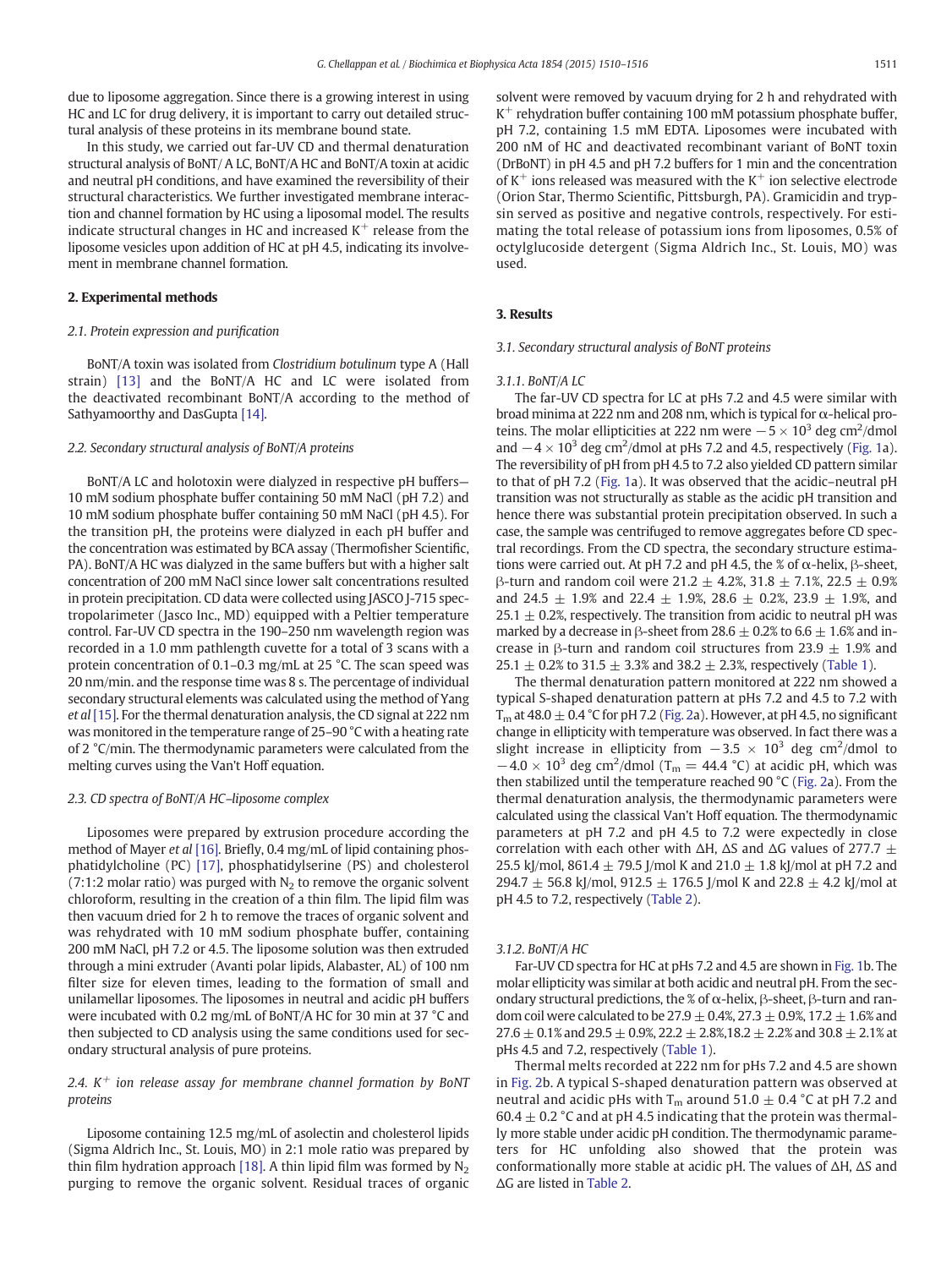due to liposome aggregation. Since there is a growing interest in using HC and LC for drug delivery, it is important to carry out detailed structural analysis of these proteins in its membrane bound state.

In this study, we carried out far-UV CD and thermal denaturation structural analysis of BoNT/ A LC, BoNT/A HC and BoNT/A toxin at acidic and neutral pH conditions, and have examined the reversibility of their structural characteristics. We further investigated membrane interaction and channel formation by HC using a liposomal model. The results indicate structural changes in HC and increased $K^+$ release from the liposome vesicles upon addition of HC at pH 4.5, indicating its involvement in membrane channel formation.

## 2. Experimental methods

### 2.1. Protein expression and purification

BoNT/A toxin was isolated from *Clostridium botulinum* type A (Hall strain) [13] and the BoNT/A HC and LC were isolated from the deactivated recombinant BoNT/A according to the method of Sathyamoorthy and DasGupta [14].

### 2.2. Secondary structural analysis of BoNT/A proteins

BoNT/A LC and holotoxin were dialyzed in respective pH buffers—10 mM sodium phosphate buffer containing 50 mM NaCl (pH 7.2) and 10 mM sodium phosphate buffer containing 50 mM NaCl (pH 4.5). For the transition pH, the proteins were dialyzed in each pH buffer and the concentration was estimated by BCA assay (Thermofisher Scientific, PA). BoNT/A HC was dialyzed in the same buffers but with a higher salt concentration of 200 mM NaCl since lower salt concentrations resulted in protein precipitation. CD data were collected using JASCO J-715 spectropolarimeter (Jasco Inc., MD) equipped with a Peltier temperature control. Far-UV CD spectra in the 190–250 nm wavelength region was recorded in a 1.0 mm pathlength cuvette for a total of 3 scans with a protein concentration of 0.1–0.3 mg/mL at 25 °C. The scan speed was 20 nm/min. and the response time was 8 s. The percentage of individual secondary structural elements was calculated using the method of Yang *et al* [15]. For the thermal denaturation analysis, the CD signal at 222 nm was monitored in the temperature range of 25–90 °C with a heating rate of 2 °C/min. The thermodynamic parameters were calculated from the melting curves using the Van't Hoff equation.

### 2.3. CD spectra of BoNT/A HC–liposome complex

Liposomes were prepared by extrusion procedure according the method of Mayer *et al* [16]. Briefly, 0.4 mg/mL of lipid containing phosphatidylcholine (PC) [17], phosphatidylserine (PS) and cholesterol (7:1:2 molar ratio) was purged with $N_2$ to remove the organic solvent chloroform, resulting in the creation of a thin film. The lipid film was then vacuum dried for 2 h to remove the traces of organic solvent and was rehydrated with 10 mM sodium phosphate buffer, containing 200 mM NaCl, pH 7.2 or 4.5. The liposome solution was then extruded through a mini extruder (Avanti polar lipids, Alabaster, AL) of 100 nm filter size for eleven times, leading to the formation of small and unilamellar liposomes. The liposomes in neutral and acidic pH buffers were incubated with 0.2 mg/mL of BoNT/A HC for 30 min at 37 °C and then subjected to CD analysis using the same conditions used for secondary structural analysis of pure proteins.

### 2.4. $K^+$ ion release assay for membrane channel formation by BoNT proteins

Liposome containing 12.5 mg/mL of asolectin and cholesterol lipids (Sigma Aldrich Inc., St. Louis, MO) in 2:1 mole ratio was prepared by thin film hydration approach [18]. A thin lipid film was formed by $N_2$ purging to remove the organic solvent. Residual traces of organic solvent were removed by vacuum drying for 2 h and rehydrated with $K^+$ rehydration buffer containing 100 mM potassium phosphate buffer, pH 7.2, containing 1.5 mM EDTA. Liposomes were incubated with 200 nM of HC and deactivated recombinant variant of BoNT toxin (DrBoNT) in pH 4.5 and pH 7.2 buffers for 1 min and the concentration of $K^+$ ions released was measured with the $K^+$ ion selective electrode (Orion Star, Thermo Scientific, Pittsburgh, PA). Gramicidin and trypsin served as positive and negative controls, respectively. For estimating the total release of potassium ions from liposomes, 0.5% of octylglucoside detergent (Sigma Aldrich Inc., St. Louis, MO) was used.

## 3. Results

### 3.1. Secondary structural analysis of BoNT proteins

#### 3.1.1. BoNT/A LC

The far-UV CD spectra for LC at pHs 7.2 and 4.5 were similar with broad minima at 222 nm and 208 nm, which is typical for α-helical proteins. The molar ellipticities at 222 nm were $-5 \times 10^3$ deg cm$^2$/dmol and $-4 \times 10^3$ deg cm$^2$/dmol at pHs 7.2 and 4.5, respectively (Fig. 1a). The reversibility of pH from pH 4.5 to 7.2 also yielded CD pattern similar to that of pH 7.2 (Fig. 1a). It was observed that the acidic–neutral pH transition was not structurally as stable as the acidic pH transition and hence there was substantial protein precipitation observed. In such a case, the sample was centrifuged to remove aggregates before CD spectral recordings. From the CD spectra, the secondary structure estimations were carried out. At pH 7.2 and pH 4.5, the % of α-helix, β-sheet, β-turn and random coil were 21.2 ± 4.2%, 31.8 ± 7.1%, 22.5 ± 0.9% and 24.5 ± 1.9% and 22.4 ± 1.9%, 28.6 ± 0.2%, 23.9 ± 1.9%, and 25.1 ± 0.2%, respectively. The transition from acidic to neutral pH was marked by a decrease in β-sheet from 28.6 ± 0.2% to 6.6 ± 1.6% and increase in β-turn and random coil structures from 23.9 ± 1.9% and 25.1 ± 0.2% to 31.5 ± 3.3% and 38.2 ± 2.3%, respectively (Table 1).

The thermal denaturation pattern monitored at 222 nm showed a typical S-shaped denaturation pattern at pHs 7.2 and 4.5 to 7.2 with $T_m$ at 48.0 ± 0.4 °C for pH 7.2 (Fig. 2a). However, at pH 4.5, no significant change in ellipticity with temperature was observed. In fact there was a slight increase in ellipticity from $-3.5 \times 10^3$ deg cm$^2$/dmol to $-4.0 \times 10^3$ deg cm$^2$/dmol ($T_m$ = 44.4 °C) at acidic pH, which was then stabilized until the temperature reached 90 °C (Fig. 2a). From the thermal denaturation analysis, the thermodynamic parameters were calculated using the classical Van't Hoff equation. The thermodynamic parameters at pH 7.2 and pH 4.5 to 7.2 were expectedly in close correlation with each other with ΔH, ΔS and ΔG values of 277.7 ± 25.5 kJ/mol, 861.4 ± 79.5 J/mol K and 21.0 ± 1.8 kJ/mol at pH 7.2 and 294.7 ± 56.8 kJ/mol, 912.5 ± 176.5 J/mol K and 22.8 ± 4.2 kJ/mol at pH 4.5 to 7.2, respectively (Table 2).

#### 3.1.2. BoNT/A HC

Far-UV CD spectra for HC at pHs 7.2 and 4.5 are shown in Fig. 1b. The molar ellipticity was similar at both acidic and neutral pH. From the secondary structural predictions, the % of α-helix, β-sheet, β-turn and random coil were calculated to be 27.9 ± 0.4%, 27.3 ± 0.9%, 17.2 ± 1.6% and 27.6 ± 0.1% and 29.5 ± 0.9%, 22.2 ± 2.8%,18.2 ± 2.2% and 30.8 ± 2.1% at pHs 4.5 and 7.2, respectively (Table 1).

Thermal melts recorded at 222 nm for pHs 7.2 and 4.5 are shown in Fig. 2b. A typical S-shaped denaturation pattern was observed at neutral and acidic pHs with $T_m$ around 51.0 ± 0.4 °C at pH 7.2 and 60.4 ± 0.2 °C and at pH 4.5 indicating that the protein was thermally more stable under acidic pH condition. The thermodynamic parameters for HC unfolding also showed that the protein was conformationally more stable at acidic pH. The values of ΔH, ΔS and ΔG are listed in Table 2.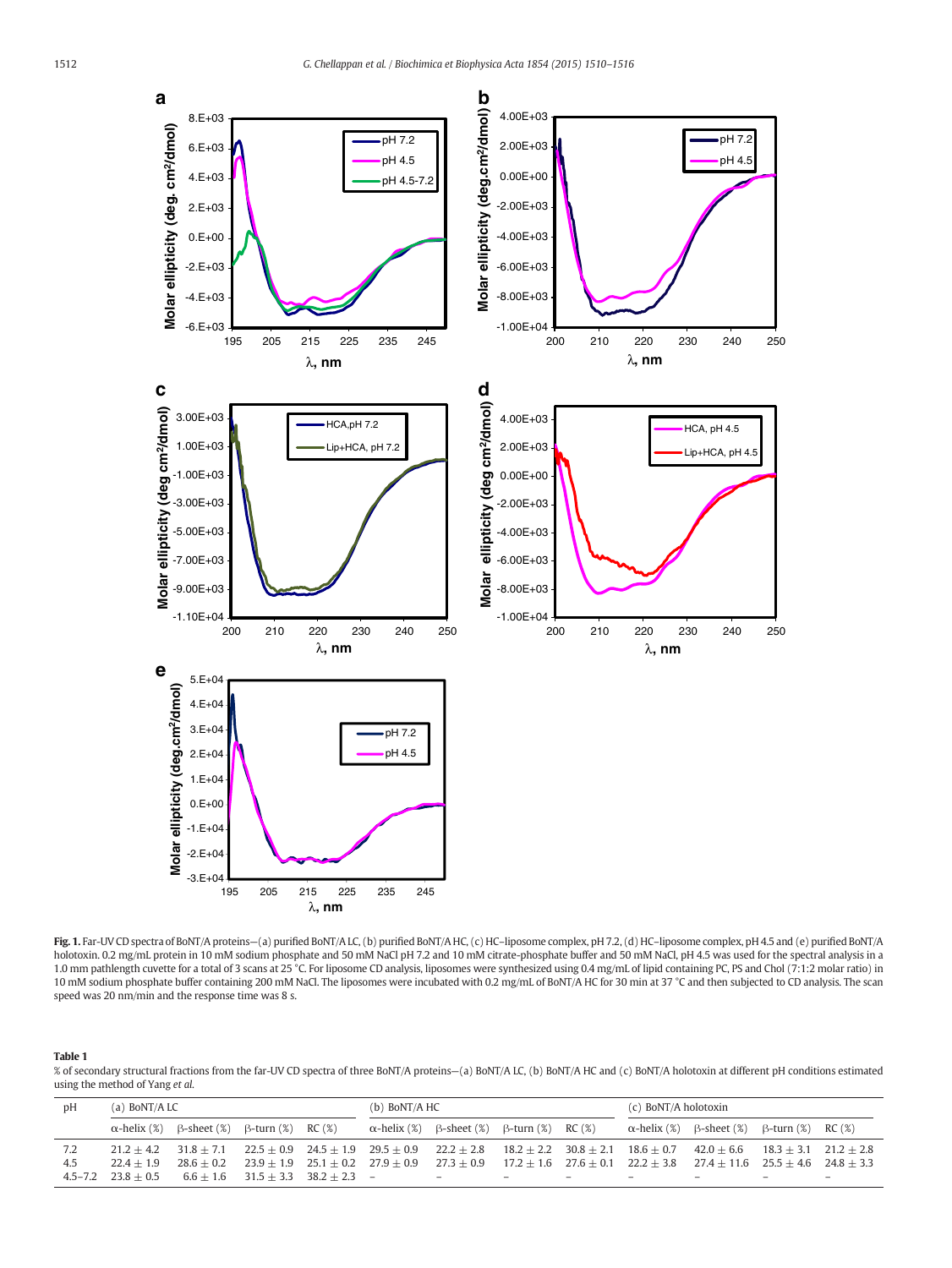**Fig. 1.** Far-UV CD spectra of BoNT/A proteins—(a) purified BoNT/A LC, (b) purified BoNT/A HC, (c) HC–liposome complex, pH 7.2, (d) HC–liposome complex, pH 4.5 and (e) purified BoNT/A holotoxin. 0.2 mg/mL protein in 10 mM sodium phosphate and 50 mM NaCl pH 7.2 and 10 mM citrate-phosphate buffer and 50 mM NaCl, pH 4.5 was used for the spectral analysis in a 1.0 mm pathlength cuvette for a total of 3 scans at 25 °C. For liposome CD analysis, liposomes were synthesized using 0.4 mg/mL of lipid containing PC, PS and Chol (7:1:2 molar ratio) in 10 mM sodium phosphate buffer containing 200 mM NaCl. The liposomes were incubated with 0.2 mg/mL of BoNT/A HC for 30 min at 37 °C and then subjected to CD analysis. The scan speed was 20 nm/min and the response time was 8 s.

**Table 1**
% of secondary structural fractions from the far-UV CD spectra of three BoNT/A proteins—(a) BoNT/A LC, (b) BoNT/A HC and (c) BoNT/A holotoxin at different pH conditions estimated using the method of Yang *et al.*

| pH | (a) BoNT/A LC | | | | (b) BoNT/A HC | | | | (c) BoNT/A holotoxin | | | |
|---|---|---|---|---|---|---|---|---|---|---|---|---|
| | α-helix (%) | β-sheet (%) | β-turn (%) | RC (%) | α-helix (%) | β-sheet (%) | β-turn (%) | RC (%) | α-helix (%) | β-sheet (%) | β-turn (%) | RC (%) |
| 7.2 | 21.2 ± 4.2 | 31.8 ± 7.1 | 22.5 ± 0.9 | 24.5 ± 1.9 | 29.5 ± 0.9 | 22.2 ± 2.8 | 18.2 ± 2.2 | 30.8 ± 2.1 | 18.6 ± 0.7 | 42.0 ± 6.6 | 18.3 ± 3.1 | 21.2 ± 2.8 |
| 4.5 | 22.4 ± 1.9 | 28.6 ± 0.2 | 23.9 ± 1.9 | 25.1 ± 0.2 | 27.9 ± 0.9 | 27.3 ± 0.9 | 17.2 ± 1.6 | 27.6 ± 0.1 | 22.2 ± 3.8 | 27.4 ± 11.6 | 25.5 ± 4.6 | 24.8 ± 3.3 |
| 4.5–7.2 | 23.8 ± 0.5 | 6.6 ± 1.6 | 31.5 ± 3.3 | 38.2 ± 2.3 | – | – | – | – | – | – | – | – |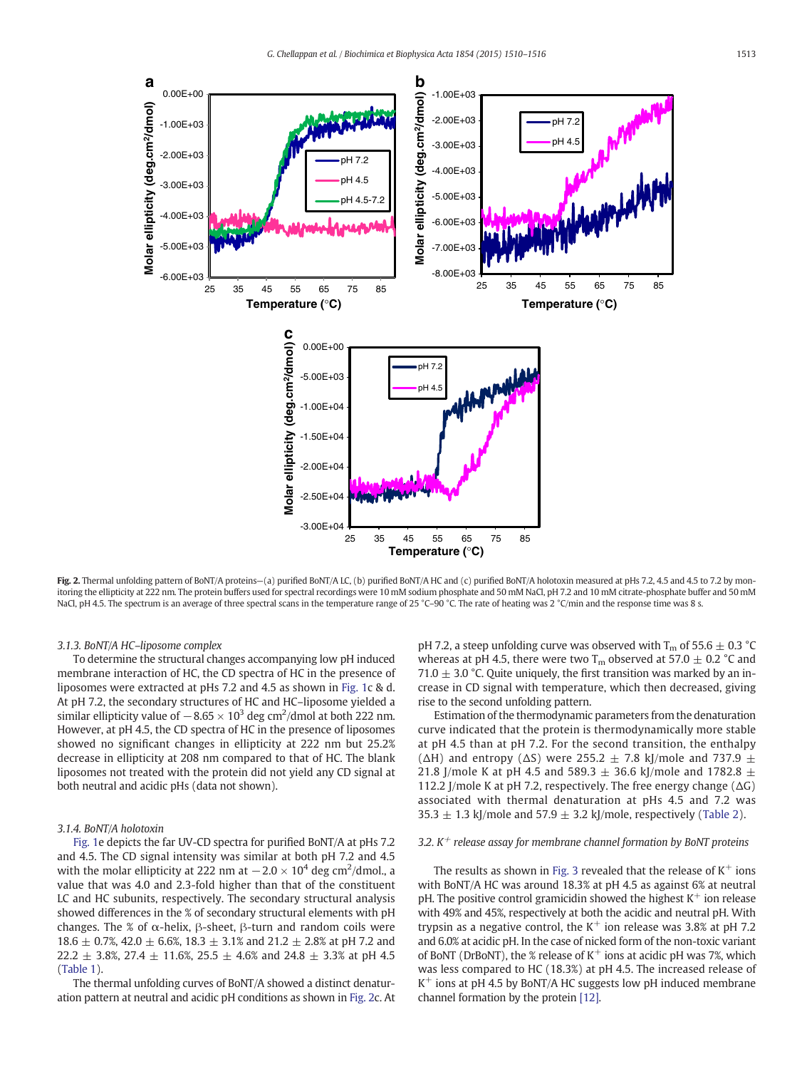Fig. 2. Thermal unfolding pattern of BoNT/A proteins—(a) purified BoNT/A LC, (b) purified BoNT/A HC and (c) purified BoNT/A holotoxin measured at pHs 7.2, 4.5 and 4.5 to 7.2 by monitoring the ellipticity at 222 nm. The protein buffers used for spectral recordings were 10 mM sodium phosphate and 50 mM NaCl, pH 7.2 and 10 mM citrate-phosphate buffer and 50 mM NaCl, pH 4.5. The spectrum is an average of three spectral scans in the temperature range of 25 °C–90 °C. The rate of heating was 2 °C/min and the response time was 8 s.

### 3.1.3. BoNT/A HC–liposome complex

To determine the structural changes accompanying low pH induced membrane interaction of HC, the CD spectra of HC in the presence of liposomes were extracted at pHs 7.2 and 4.5 as shown in Fig. 1c & d. At pH 7.2, the secondary structures of HC and HC–liposome yielded a similar ellipticity value of $-8.65 \times 10^3$ deg cm$^2$/dmol at both 222 nm. However, at pH 4.5, the CD spectra of HC in the presence of liposomes showed no significant changes in ellipticity at 222 nm but 25.2% decrease in ellipticity at 208 nm compared to that of HC. The blank liposomes not treated with the protein did not yield any CD signal at both neutral and acidic pHs (data not shown).

### 3.1.4. BoNT/A holotoxin

Fig. 1e depicts the far UV-CD spectra for purified BoNT/A at pHs 7.2 and 4.5. The CD signal intensity was similar at both pH 7.2 and 4.5 with the molar ellipticity at 222 nm at $-2.0 \times 10^4$ deg cm$^2$/dmol., a value that was 4.0 and 2.3-fold higher than that of the constituent LC and HC subunits, respectively. The secondary structural analysis showed differences in the % of secondary structural elements with pH changes. The % of α-helix, β-sheet, β-turn and random coils were 18.6 ± 0.7%, 42.0 ± 6.6%, 18.3 ± 3.1% and 21.2 ± 2.8% at pH 7.2 and 22.2 ± 3.8%, 27.4 ± 11.6%, 25.5 ± 4.6% and 24.8 ± 3.3% at pH 4.5 (Table 1).

The thermal unfolding curves of BoNT/A showed a distinct denaturation pattern at neutral and acidic pH conditions as shown in Fig. 2c. At pH 7.2, a steep unfolding curve was observed with $T_m$ of 55.6 ± 0.3 °C whereas at pH 4.5, there were two $T_m$ observed at 57.0 ± 0.2 °C and 71.0 ± 3.0 °C. Quite uniquely, the first transition was marked by an increase in CD signal with temperature, which then decreased, giving rise to the second unfolding pattern.

Estimation of the thermodynamic parameters from the denaturation curve indicated that the protein is thermodynamically more stable at pH 4.5 than at pH 7.2. For the second transition, the enthalpy (ΔH) and entropy (ΔS) were 255.2 ± 7.8 kJ/mole and 737.9 ± 21.8 J/mole K at pH 4.5 and 589.3 ± 36.6 kJ/mole and 1782.8 ± 112.2 J/mole K at pH 7.2, respectively. The free energy change (ΔG) associated with thermal denaturation at pHs 4.5 and 7.2 was 35.3 ± 1.3 kJ/mole and 57.9 ± 3.2 kJ/mole, respectively (Table 2).

### 3.2. $K^+$ release assay for membrane channel formation by BoNT proteins

The results as shown in Fig. 3 revealed that the release of $K^+$ ions with BoNT/A HC was around 18.3% at pH 4.5 as against 6% at neutral pH. The positive control gramicidin showed the highest $K^+$ ion release with 49% and 45%, respectively at both the acidic and neutral pH. With trypsin as a negative control, the $K^+$ ion release was 3.8% at pH 7.2 and 6.0% at acidic pH. In the case of nicked form of the non-toxic variant of BoNT (DrBoNT), the % of release of $K^+$ ions at acidic pH was 7%, which was less compared to HC (18.3%) at pH 4.5. The increased release of $K^+$ ions at pH 4.5 by BoNT/A HC suggests low pH induced membrane channel formation by the protein [12].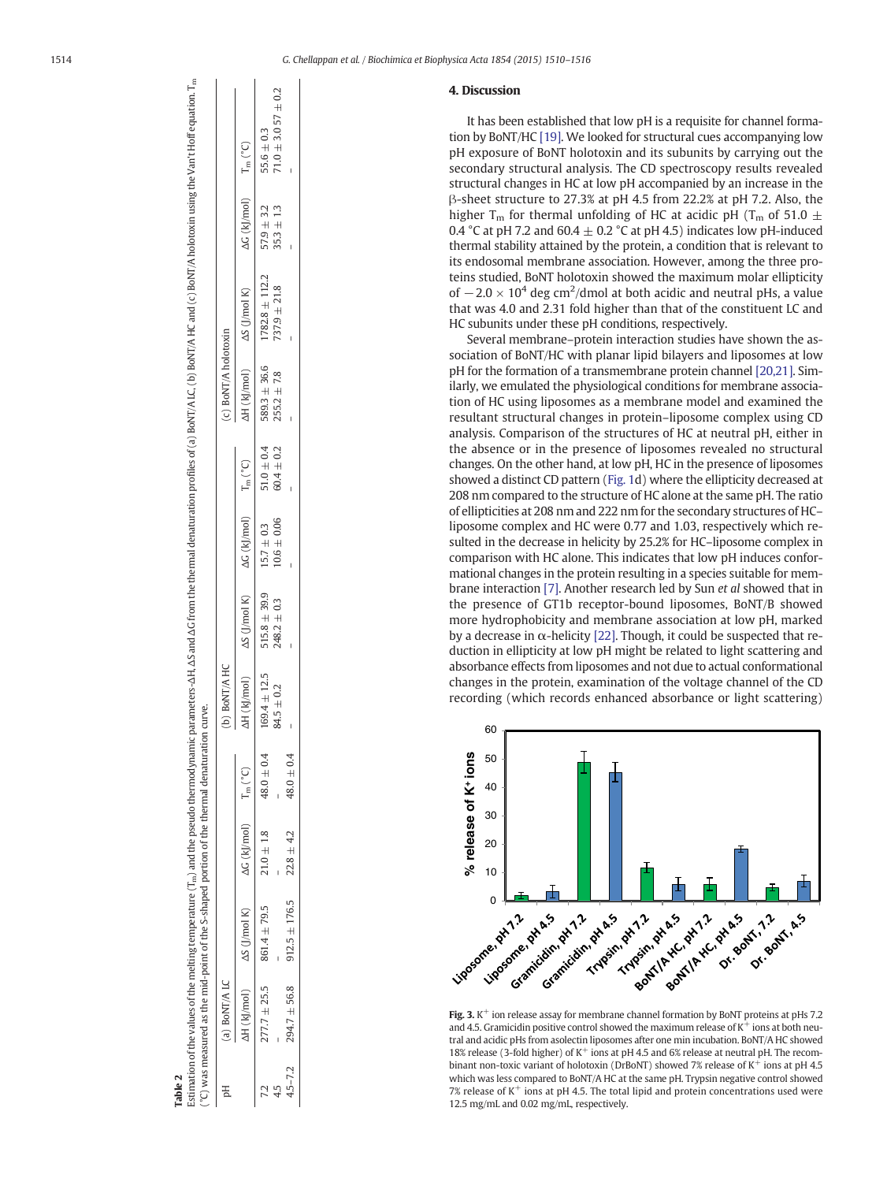**Table 2**

Estimation of the values of the melting temperature ($T_m$) and the pseudo thermodynamic parameters-ΔH, ΔS and ΔG from the thermal denaturation profiles of (a) BoNT/A LC, (b) BoNT/A HC and (c) BoNT/A holotoxin using the Van't Hoff equation. $T_m$ (°C) was measured as the mid-point of the S-shaped portion of the thermal denaturation curve.

| pH | (a) BoNT/A LC | | | | (b) BoNT/A HC | | | | (c) BoNT/A holotoxin | | | |
|---|---|---|---|---|---|---|---|---|---|---|---|---|
| | ΔH (kJ/mol) | ΔS (J/mol K) | ΔG (kJ/mol) | $T_m$ (°C) | ΔH (kJ/mol) | ΔS (J/mol K) | ΔG (kJ/mol) | $T_m$ (°C) | ΔH (kJ/mol) | ΔS (J/mol K) | ΔG (kJ/mol) | $T_m$ (°C) |
| 7.2 | 277.7 ± 25.5 | 861.4 ± 79.5 | 21.0 ± 1.8 | 48.0 ± 0.4 | 169.4 ± 12.5 | 515.8 ± 39.9 | 15.7 ± 0.3 | 51.0 ± 0.4 | 589.3 ± 36.6 | 1782.8 ± 112.2 | 57.9 ± 3.2 | 55.6 ± 0.3 |
| 4.5 | – | – | – | – | 84.5 ± 0.2 | 248.2 ± 0.3 | 10.6 ± 0.06 | 60.4 ± 0.2 | 255.2 ± 7.8 | 737.9 ± 21.8 | 35.3 ± 1.3 | 71.0 ± 3.0 57 ± 0.2 |
| 4.5–7.2 | 294.7 ± 56.8 | 912.5 ± 176.5 | 22.8 ± 4.2 | 48.0 ± 0.4 | – | – | – | – | – | – | – | – |

## 4. Discussion

It has been established that low pH is a requisite for channel formation by BoNT/HC [19]. We looked for structural cues accompanying low pH exposure of BoNT holotoxin and its subunits by carrying out the secondary structural analysis. The CD spectroscopy results revealed structural changes in HC at low pH accompanied by an increase in the β-sheet structure to 27.3% at pH 4.5 from 22.2% at pH 7.2. Also, the higher $T_m$ for thermal unfolding of HC at acidic pH ($T_m$ of 51.0 ± 0.4 °C at pH 7.2 and 60.4 ± 0.2 °C at pH 4.5) indicates low pH-induced thermal stability attained by the protein, a condition that is relevant to its endosomal membrane association. However, among the three proteins studied, BoNT holotoxin showed the maximum molar ellipticity of $-2.0 \times 10^4$ deg cm$^2$/dmol at both acidic and neutral pHs, a value that was 4.0 and 2.31 fold higher than that of the constituent LC and HC subunits under these pH conditions, respectively.

Several membrane–protein interaction studies have shown the association of BoNT/HC with planar lipid bilayers and liposomes at low pH for the formation of a transmembrane protein channel [20,21]. Similarly, we emulated the physiological conditions for membrane association of HC using liposomes as a membrane model and examined the resultant structural changes in protein–liposome complex using CD analysis. Comparison of the structures of HC at neutral pH, either in the absence or in the presence of liposomes revealed no structural changes. On the other hand, at low pH, HC in the presence of liposomes showed a distinct CD pattern (Fig. 1d) where the ellipticity decreased at 208 nm compared to the structure of HC alone at the same pH. The ratio of ellipticities at 208 nm and 222 nm for the secondary structures of HC–liposome complex and HC were 0.77 and 1.03, respectively which resulted in the decrease in helicity by 25.2% for HC–liposome complex in comparison with HC alone. This indicates that low pH induces conformational changes in the protein resulting in a species suitable for membrane interaction [7]. Another research led by Sun *et al* showed that in the presence of GT1b receptor-bound liposomes, BoNT/B showed more hydrophobicity and membrane association at low pH, marked by a decrease in α-helicity [22]. Though, it could be suspected that reduction in ellipticity at low pH might be related to light scattering and absorbance effects from liposomes and not due to actual conformational changes in the protein, examination of the voltage channel of the CD recording (which records enhanced absorbance or light scattering)

**Fig. 3.** $K^+$ ion release assay for membrane channel formation by BoNT proteins at pHs 7.2 and 4.5. Gramicidin positive control showed the maximum release of $K^+$ ions at both neutral and acidic pHs from asolectin liposomes after one min incubation. BoNT/A HC showed 18% release (3-fold higher) of $K^+$ ions at pH 4.5 and 6% release at neutral pH. The recombinant non-toxic variant of holotoxin (DrBoNT) showed 7% release of $K^+$ ions at pH 4.5 which was less compared to BoNT/A HC at the same pH. Trypsin negative control showed 7% release of $K^+$ ions at pH 4.5. The total lipid and protein concentrations used were 12.5 mg/mL and 0.02 mg/mL, respectively.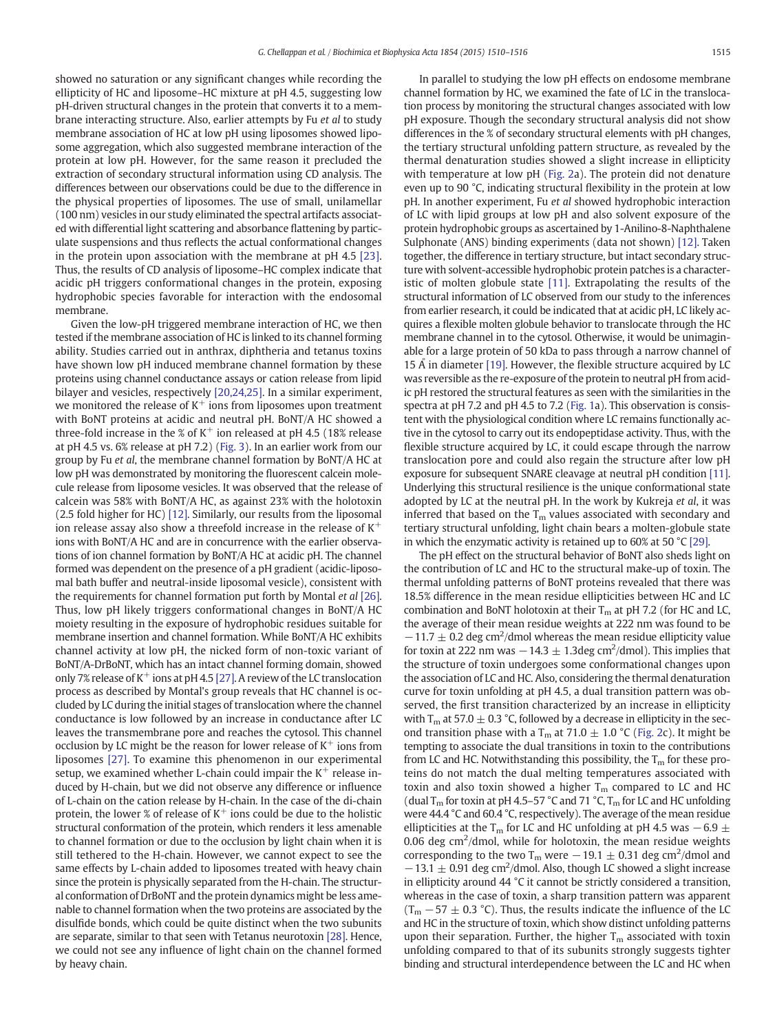showed no saturation or any significant changes while recording the ellipticity of HC and liposome–HC mixture at pH 4.5, suggesting low pH-driven structural changes in the protein that converts it to a membrane interacting structure. Also, earlier attempts by Fu *et al* to study membrane association of HC at low pH using liposomes showed liposome aggregation, which also suggested membrane interaction of the protein at low pH. However, for the same reason it precluded the extraction of secondary structural information using CD analysis. The differences between our observations could be due to the difference in the physical properties of liposomes. The use of small, unilamellar (100 nm) vesicles in our study eliminated the spectral artifacts associated with differential light scattering and absorbance flattening by particulate suspensions and thus reflects the actual conformational changes in the protein upon association with the membrane at pH 4.5 [23]. Thus, the results of CD analysis of liposome–HC complex indicate that acidic pH triggers conformational changes in the protein, exposing hydrophobic species favorable for interaction with the endosomal membrane.

Given the low-pH triggered membrane interaction of HC, we then tested if the membrane association of HC is linked to its channel forming ability. Studies carried out in anthrax, diphtheria and tetanus toxins have shown low pH induced membrane channel formation by these proteins using channel conductance assays or cation release from lipid bilayer and vesicles, respectively [20,24,25]. In a similar experiment, we monitored the release of $K^+$ ions from liposomes upon treatment with BoNT proteins at acidic and neutral pH. BoNT/A HC showed a three-fold increase in the % of $K^+$ ion released at pH 4.5 (18% release at pH 4.5 vs. 6% release at pH 7.2) (Fig. 3). In an earlier work from our group by Fu *et al*, the membrane channel formation by BoNT/A HC at low pH was demonstrated by monitoring the fluorescent calcein molecule release from liposome vesicles. It was observed that the release of calcein was 58% with BoNT/A HC, as against 23% with the holotoxin (2.5 fold higher for HC) [12]. Similarly, our results from the liposomal ion release assay also show a threefold increase in the release of $K^+$ ions with BoNT/A HC and are in concurrence with the earlier observations of ion channel formation by BoNT/A HC at acidic pH. The channel formed was dependent on the presence of a pH gradient (acidic-liposomal bath buffer and neutral-inside liposomal vesicle), consistent with the requirements for channel formation put forth by Montal *et al* [26]. Thus, low pH likely triggers conformational changes in BoNT/A HC moiety resulting in the exposure of hydrophobic residues suitable for membrane insertion and channel formation. While BoNT/A HC exhibits channel activity at low pH, the nicked form of non-toxic variant of BoNT/A-DrBoNT, which has an intact channel forming domain, showed only 7% release of $K^+$ ions at pH 4.5 [27]. A review of the LC translocation process as described by Montal's group reveals that HC channel is occluded by LC during the initial stages of translocation where the channel conductance is low followed by an increase in conductance after LC leaves the transmembrane pore and reaches the cytosol. This channel occlusion by LC might be the reason for lower release of $K^+$ ions from liposomes [27]. To examine this phenomenon in our experimental setup, we examined whether L-chain could impair the $K^+$ release induced by H-chain, but we did not observe any difference or influence of L-chain on the cation release by H-chain. In the case of the di-chain protein, the lower % of release of $K^+$ ions could be due to the holistic structural conformation of the protein, which renders it less amenable to channel formation or due to the occlusion by light chain when it is still tethered to the H-chain. However, we cannot expect to see the same effects by L-chain added to liposomes treated with heavy chain since the protein is physically separated from the H-chain. The structural conformation of DrBoNT and the protein dynamics might be less amenable to channel formation when the two proteins are associated by the disulfide bonds, which could be quite distinct when the two subunits are separate, similar to that seen with Tetanus neurotoxin [28]. Hence, we could not see any influence of light chain on the channel formed by heavy chain.

In parallel to studying the low pH effects on endosome membrane channel formation by HC, we examined the fate of LC in the translocation process by monitoring the structural changes associated with low pH exposure. Though the secondary structural analysis did not show differences in the % of secondary structural elements with pH changes, the tertiary structural unfolding pattern structure, as revealed by the thermal denaturation studies showed a slight increase in ellipticity with temperature at low pH (Fig. 2a). The protein did not denature even up to 90 °C, indicating structural flexibility in the protein at low pH. In another experiment, Fu *et al* showed hydrophobic interaction of LC with lipid groups at low pH and also solvent exposure of the protein hydrophobic groups as ascertained by 1-Anilino-8-Naphthalene Sulphonate (ANS) binding experiments (data not shown) [12]. Taken together, the difference in tertiary structure, but intact secondary structure with solvent-accessible hydrophobic protein patches is a characteristic of molten globule state [11]. Extrapolating the results of the structural information of LC observed from our study to the inferences from earlier research, it could be indicated that at acidic pH, LC likely acquires a flexible molten globule behavior to translocate through the HC membrane channel in to the cytosol. Otherwise, it would be unimaginable for a large protein of 50 kDa to pass through a narrow channel of 15 Å in diameter [19]. However, the flexible structure acquired by LC was reversible as the re-exposure of the protein to neutral pH from acidic pH restored the structural features as seen with the similarities in the spectra at pH 7.2 and pH 4.5 to 7.2 (Fig. 1a). This observation is consistent with the physiological condition where LC remains functionally active in the cytosol to carry out its endopeptidase activity. Thus, with the flexible structure acquired by LC, it could escape through the narrow translocation pore and could also regain the structure after low pH exposure for subsequent SNARE cleavage at neutral pH condition [11]. Underlying this structural resilience is the unique conformational state adopted by LC at the neutral pH. In the work by Kukreja *et al*, it was inferred that based on the $T_m$ values associated with secondary and tertiary structural unfolding, light chain bears a molten-globule state in which the enzymatic activity is retained up to 60% at 50 °C [29].

The pH effect on the structural behavior of BoNT also sheds light on the contribution of LC and HC to the structural make-up of toxin. The thermal unfolding patterns of BoNT proteins revealed that there was 18.5% difference in the mean residue ellipticities between HC and LC combination and BoNT holotoxin at their $T_m$ at pH 7.2 (for HC and LC, the average of their mean residue weights at 222 nm was found to be $-11.7 \pm 0.2$ deg cm$^2$/dmol whereas the mean residue ellipticity value for toxin at 222 nm was $-14.3 \pm 1.3$deg cm$^2$/dmol). This implies that the structure of toxin undergoes some conformational changes upon the association of LC and HC. Also, considering the thermal denaturation curve for toxin unfolding at pH 4.5, a dual transition pattern was observed, the first transition characterized by an increase in ellipticity with $T_m$ at $57.0 \pm 0.3$ °C, followed by a decrease in ellipticity in the second transition phase with a $T_m$ at $71.0 \pm 1.0$ °C (Fig. 2c). It might be tempting to associate the dual transitions in toxin to the contributions from LC and HC. Notwithstanding this possibility, the $T_m$ for these proteins do not match the dual melting temperatures associated with toxin and also toxin showed a higher $T_m$ compared to LC and HC (dual $T_m$ for toxin at pH 4.5–57 °C and 71 °C, $T_m$ for LC and HC unfolding were 44.4 °C and 60.4 °C, respectively). The average of the mean residue ellipticities at the $T_m$ for LC and HC unfolding at pH 4.5 was $-6.9 \pm 0.06$ deg cm$^2$/dmol, while for holotoxin, the mean residue weights corresponding to the two $T_m$ were $-19.1 \pm 0.31$ deg cm$^2$/dmol and $-13.1 \pm 0.91$ deg cm$^2$/dmol. Also, though LC showed a slight increase in ellipticity around 44 °C it cannot be strictly considered a transition, whereas in the case of toxin, a sharp transition pattern was apparent ($T_m$ $-57 \pm 0.3$ °C). Thus, the results indicate the influence of the LC and HC in the structure of toxin, which show distinct unfolding patterns upon their separation. Further, the higher $T_m$ associated with toxin unfolding compared to that of its subunits strongly suggests tighter binding and structural interdependence between the LC and HC when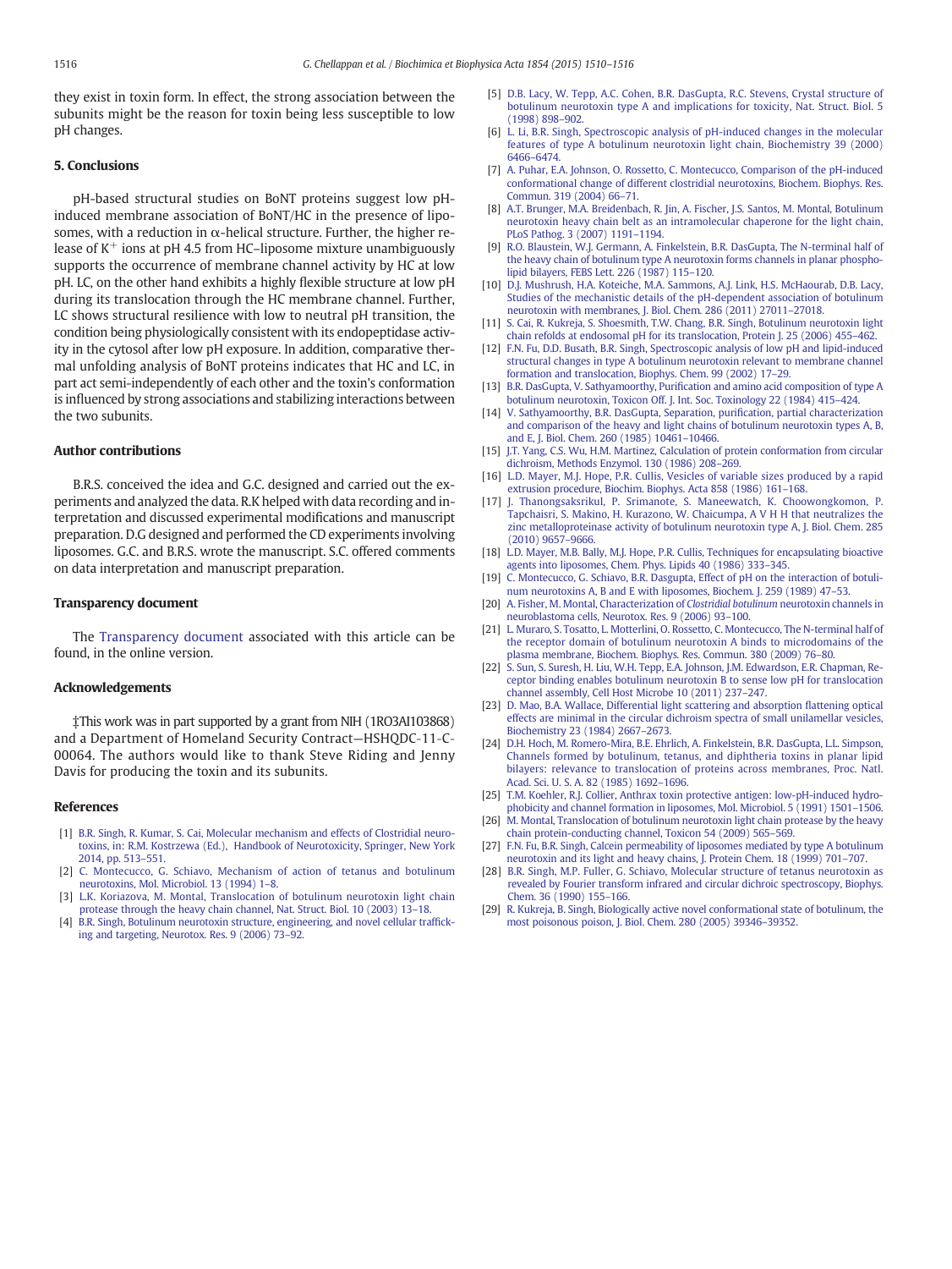they exist in toxin form. In effect, the strong association between the subunits might be the reason for toxin being less susceptible to low pH changes.

## 5. Conclusions

pH-based structural studies on BoNT proteins suggest low pH-induced membrane association of BoNT/HC in the presence of liposomes, with a reduction in α-helical structure. Further, the higher release of $K^+$ ions at pH 4.5 from HC–liposome mixture unambiguously supports the occurrence of membrane channel activity by HC at low pH. LC, on the other hand exhibits a highly flexible structure at low pH during its translocation through the HC membrane channel. Further, LC shows structural resilience with low to neutral pH transition, the condition being physiologically consistent with its endopeptidase activity in the cytosol after low pH exposure. In addition, comparative thermal unfolding analysis of BoNT proteins indicates that HC and LC, in part act semi-independently of each other and the toxin's conformation is influenced by strong associations and stabilizing interactions between the two subunits.

## Author contributions

B.R.S. conceived the idea and G.C. designed and carried out the experiments and analyzed the data. R.K helped with data recording and interpretation and discussed experimental modifications and manuscript preparation. D.G designed and performed the CD experiments involving liposomes. G.C. and B.R.S. wrote the manuscript. S.C. offered comments on data interpretation and manuscript preparation.

## Transparency document

The Transparency document associated with this article can be found, in the online version.

## Acknowledgements

‡This work was in part supported by a grant from NIH (1RO3AI103868) and a Department of Homeland Security Contract—HSHQDC-11-C-00064. The authors would like to thank Steve Riding and Jenny Davis for producing the toxin and its subunits.

## References

[1] B.R. Singh, R. Kumar, S. Cai, Molecular mechanism and effects of Clostridial neurotoxins, in: R.M. Kostrzewa (Ed.), Handbook of Neurotoxicity, Springer, New York 2014, pp. 513–551.

[2] C. Montecucco, G. Schiavo, Mechanism of action of tetanus and botulinum neurotoxins, Mol. Microbiol. 13 (1994) 1–8.

[3] L.K. Koriazova, M. Montal, Translocation of botulinum neurotoxin light chain protease through the heavy chain channel, Nat. Struct. Biol. 10 (2003) 13–18.

[4] B.R. Singh, Botulinum neurotoxin structure, engineering, and novel cellular trafficking and targeting, Neurotox. Res. 9 (2006) 73–92.

[5] D.B. Lacy, W. Tepp, A.C. Cohen, B.R. DasGupta, R.C. Stevens, Crystal structure of botulinum neurotoxin type A and implications for toxicity, Nat. Struct. Biol. 5 (1998) 898–902.

[6] L. Li, B.R. Singh, Spectroscopic analysis of pH-induced changes in the molecular features of type A botulinum neurotoxin light chain, Biochemistry 39 (2000) 6466–6474.

[7] A. Puhar, E.A. Johnson, O. Rossetto, C. Montecucco, Comparison of the pH-induced conformational change of different clostridial neurotoxins, Biochem. Biophys. Res. Commun. 319 (2004) 66–71.

[8] A.T. Brunger, M.A. Breidenbach, R. Jin, A. Fischer, J.S. Santos, M. Montal, Botulinum neurotoxin heavy chain belt as an intramolecular chaperone for the light chain, PLoS Pathog. 3 (2007) 1191–1194.

[9] R.O. Blaustein, W.J. Germann, A. Finkelstein, B.R. DasGupta, The N-terminal half of the heavy chain of botulinum type A neurotoxin forms channels in planar phospholipid bilayers, FEBS Lett. 226 (1987) 115–120.

[10] D.J. Mushrush, H.A. Koteiche, M.A. Sammons, A.J. Link, H.S. McHaourab, D.B. Lacy, Studies of the mechanistic details of the pH-dependent association of botulinum neurotoxin with membranes, J. Biol. Chem. 286 (2011) 27011–27018.

[11] S. Cai, R. Kukreja, S. Shoesmith, T.W. Chang, B.R. Singh, Botulinum neurotoxin light chain refolds at endosomal pH for its translocation, Protein J. 25 (2006) 455–462.

[12] F.N. Fu, D.D. Busath, B.R. Singh, Spectroscopic analysis of low pH and lipid-induced structural changes in type A botulinum neurotoxin relevant to membrane channel formation and translocation, Biophys. Chem. 99 (2002) 17–29.

[13] B.R. DasGupta, V. Sathyamoorthy, Purification and amino acid composition of type A botulinum neurotoxin, Toxicon Off. J. Int. Soc. Toxinology 22 (1984) 415–424.

[14] V. Sathyamoorthy, B.R. DasGupta, Separation, purification, partial characterization and comparison of the heavy and light chains of botulinum neurotoxin types A, B, and E, J. Biol. Chem. 260 (1985) 10461–10466.

[15] J.T. Yang, C.S. Wu, H.M. Martinez, Calculation of protein conformation from circular dichroism, Methods Enzymol. 130 (1986) 208–269.

[16] L.D. Mayer, M.J. Hope, P.R. Cullis, Vesicles of variable sizes produced by a rapid extrusion procedure, Biochim. Biophys. Acta 858 (1986) 161–168.

[17] J. Thanongsaksrikul, P. Srimanote, S. Maneewatch, K. Choowongkomon, P. Tapchaisri, S. Makino, H. Kurazono, W. Chaicumpa, A V H H that neutralizes the zinc metalloproteinase activity of botulinum neurotoxin type A, J. Biol. Chem. 285 (2010) 9657–9666.

[18] L.D. Mayer, M.B. Bally, M.J. Hope, P.R. Cullis, Techniques for encapsulating bioactive agents into liposomes, Chem. Phys. Lipids 40 (1986) 333–345.

[19] C. Montecucco, G. Schiavo, B.R. Dasgupta, Effect of pH on the interaction of botulinum neurotoxins A, B and E with liposomes, Biochem. J. 259 (1989) 47–53.

[20] A. Fisher, M. Montal, Characterization of *Clostridial botulinum* neurotoxin channels in neuroblastoma cells, Neurotox. Res. 9 (2006) 93–100.

[21] L. Muraro, S. Tosatto, L. Motterlini, O. Rossetto, C. Montecucco, The N-terminal half of the receptor domain of botulinum neurotoxin A binds to microdomains of the plasma membrane, Biochem. Biophys. Res. Commun. 380 (2009) 76–80.

[22] S. Sun, S. Suresh, H. Liu, W.H. Tepp, E.A. Johnson, J.M. Edwardson, E.R. Chapman, Receptor binding enables botulinum neurotoxin B to sense low pH for translocation channel assembly, Cell Host Microbe 10 (2011) 237–247.

[23] D. Mao, B.A. Wallace, Differential light scattering and absorption flattening optical effects are minimal in the circular dichroism spectra of small unilamellar vesicles, Biochemistry 23 (1984) 2667–2673.

[24] D.H. Hoch, M. Romero-Mira, B.E. Ehrlich, A. Finkelstein, B.R. DasGupta, L.L. Simpson, Channels formed by botulinum, tetanus, and diphtheria toxins in planar lipid bilayers: relevance to translocation of proteins across membranes, Proc. Natl. Acad. Sci. U. S. A. 82 (1985) 1692–1696.

[25] T.M. Koehler, R.J. Collier, Anthrax toxin protective antigen: low-pH-induced hydrophobicity and channel formation in liposomes, Mol. Microbiol. 5 (1991) 1501–1506.

[26] M. Montal, Translocation of botulinum neurotoxin light chain protease by the heavy chain protein-conducting channel, Toxicon 54 (2009) 565–569.

[27] F.N. Fu, B.R. Singh, Calcein permeability of liposomes mediated by type A botulinum neurotoxin and its light and heavy chains, J. Protein Chem. 18 (1999) 701–707.

[28] B.R. Singh, M.P. Fuller, G. Schiavo, Molecular structure of tetanus neurotoxin as revealed by Fourier transform infrared and circular dichroic spectroscopy, Biophys. Chem. 36 (1990) 155–166.

[29] R. Kukreja, B. Singh, Biologically active novel conformational state of botulinum, the most poisonous poison, J. Biol. Chem. 280 (2005) 39346–39352.